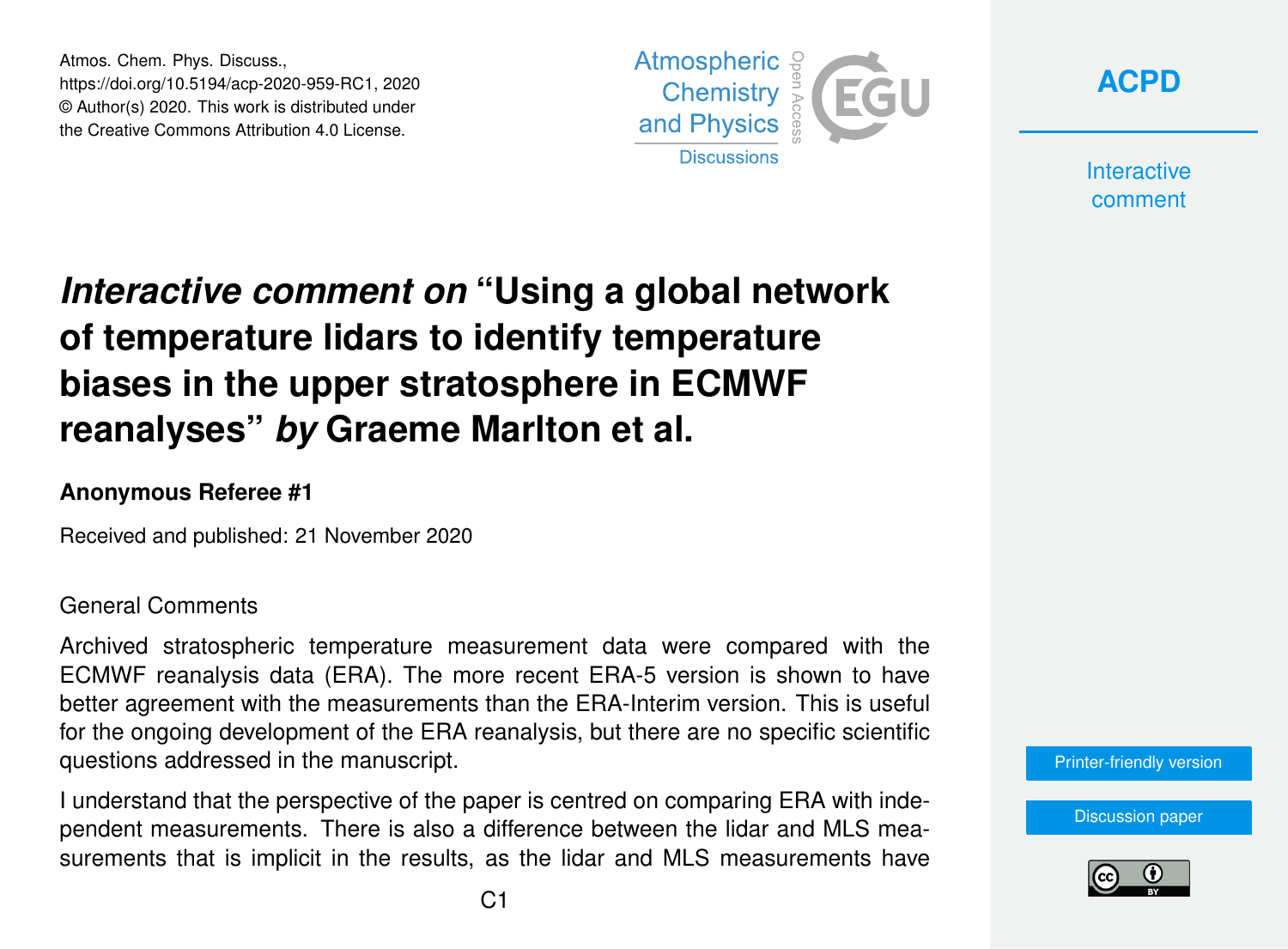Atmos. Chem. Phys. Discuss.,
https://doi.org/10.5194/acp-2020-959-RC1, 2020
© Author(s) 2020. This work is distributed under
the Creative Commons Attribution 4.0 License.

# *Interactive comment on* "Using a global network of temperature lidars to identify temperature biases in the upper stratosphere in ECMWF reanalyses" *by* Graeme Marlton et al.

**Anonymous Referee #1**

Received and published: 21 November 2020

General Comments

Archived stratospheric temperature measurement data were compared with the ECMWF reanalysis data (ERA). The more recent ERA-5 version is shown to have better agreement with the measurements than the ERA-Interim version. This is useful for the ongoing development of the ERA reanalysis, but there are no specific scientific questions addressed in the manuscript.

I understand that the perspective of the paper is centred on comparing ERA with independent measurements. There is also a difference between the lidar and MLS measurements that is implicit in the results, as the lidar and MLS measurements have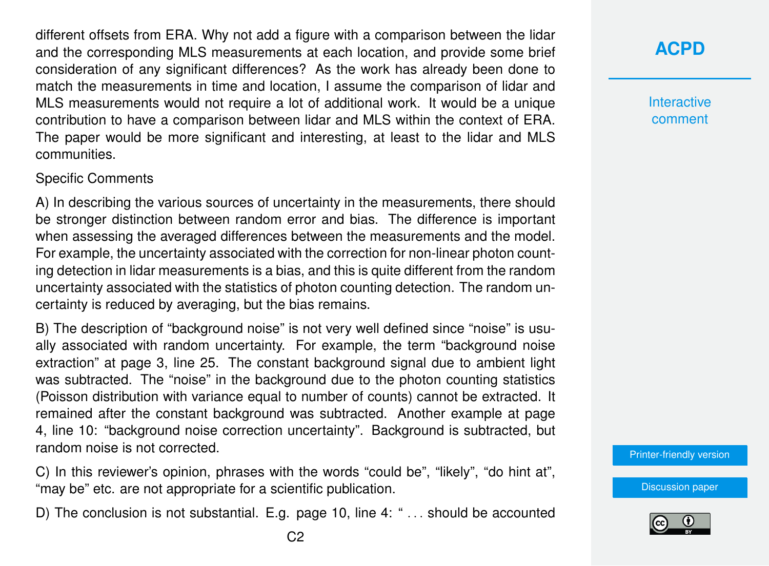different offsets from ERA. Why not add a figure with a comparison between the lidar and the corresponding MLS measurements at each location, and provide some brief consideration of any significant differences? As the work has already been done to match the measurements in time and location, I assume the comparison of lidar and MLS measurements would not require a lot of additional work. It would be a unique contribution to have a comparison between lidar and MLS within the context of ERA. The paper would be more significant and interesting, at least to the lidar and MLS communities.

Specific Comments

A) In describing the various sources of uncertainty in the measurements, there should be stronger distinction between random error and bias. The difference is important when assessing the averaged differences between the measurements and the model. For example, the uncertainty associated with the correction for non-linear photon counting detection in lidar measurements is a bias, and this is quite different from the random uncertainty associated with the statistics of photon counting detection. The random uncertainty is reduced by averaging, but the bias remains.

B) The description of "background noise" is not very well defined since "noise" is usually associated with random uncertainty. For example, the term "background noise extraction" at page 3, line 25. The constant background signal due to ambient light was subtracted. The "noise" in the background due to the photon counting statistics (Poisson distribution with variance equal to number of counts) cannot be extracted. It remained after the constant background was subtracted. Another example at page 4, line 10: "background noise correction uncertainty". Background is subtracted, but random noise is not corrected.

C) In this reviewer's opinion, phrases with the words "could be", "likely", "do hint at", "may be" etc. are not appropriate for a scientific publication.

D) The conclusion is not substantial. E.g. page 10, line 4: " . . . should be accounted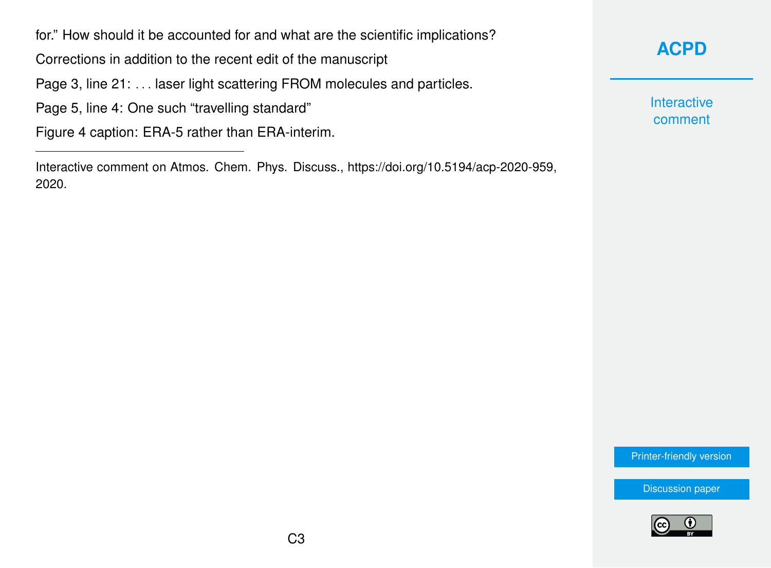for." How should it be accounted for and what are the scientific implications?

Corrections in addition to the recent edit of the manuscript

Page 3, line 21: . . . laser light scattering FROM molecules and particles.

Page 5, line 4: One such "travelling standard"

Figure 4 caption: ERA-5 rather than ERA-interim.

---

Interactive comment on Atmos. Chem. Phys. Discuss., https://doi.org/10.5194/acp-2020-959, 2020.